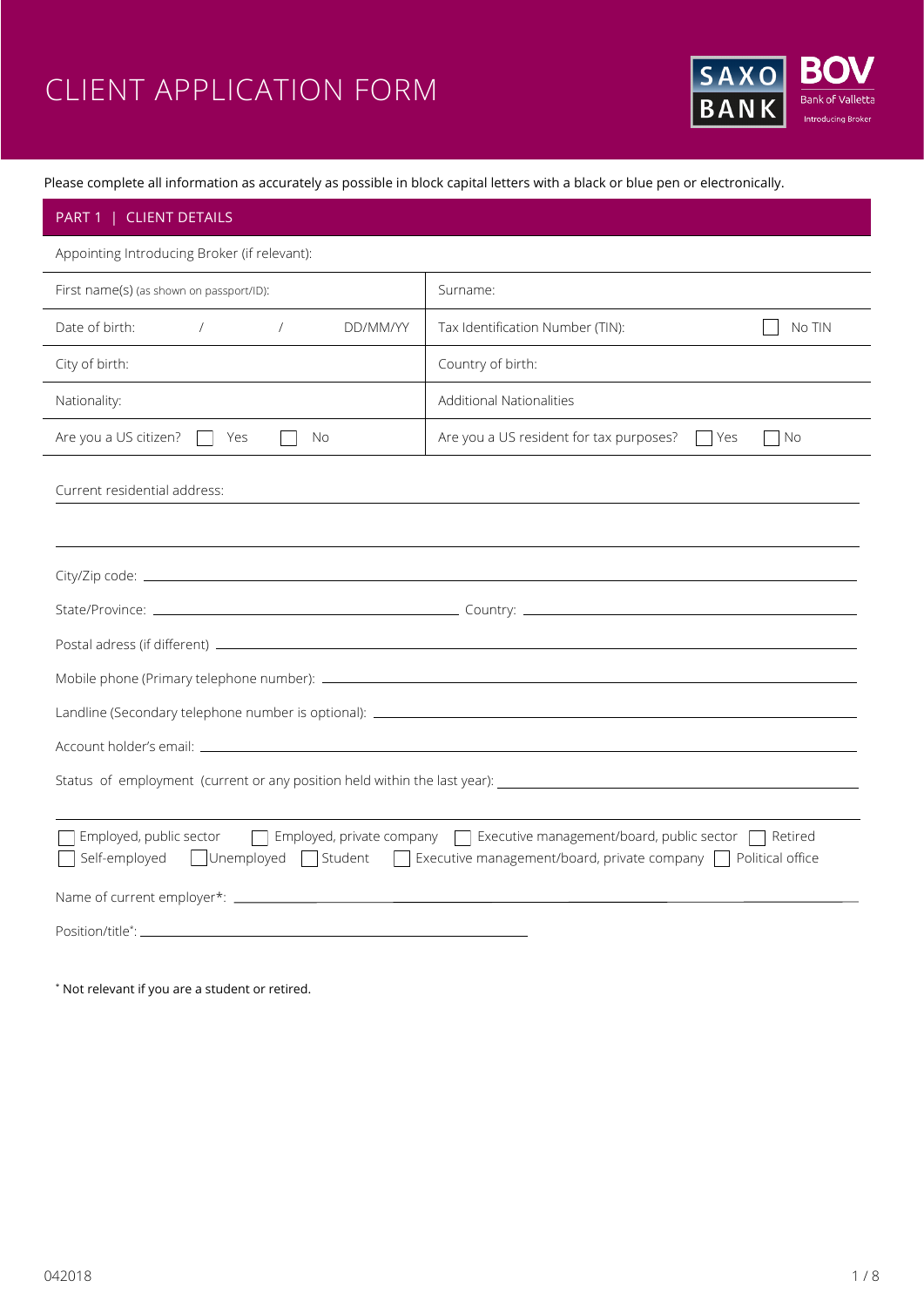# CLIENT APPLICATION FORM

SAXO BANK | BOV Bank of Valletta Introducing Broker

Please complete all information as accurately as possible in block capital letters with a black or blue pen or electronically.

## PART 1 | CLIENT DETAILS

| Appointing Introducing Broker (if relevant): | |
|---|---|
| First name(s) (as shown on passport/ID): | Surname: |
| Date of birth: / / DD/MM/YY | Tax Identification Number (TIN): ☐ No TIN |
| City of birth: | Country of birth: |
| Nationality: | Additional Nationalities |
| Are you a US citizen? ☐ Yes ☐ No | Are you a US resident for tax purposes? ☐ Yes ☐ No |

Current residential address: ______________________________

______________________________

City/Zip code: ______________________________

State/Province: ______________________________ Country: ______________________________

Postal adress (if different) ______________________________

Mobile phone (Primary telephone number): ______________________________

Landline (Secondary telephone number is optional): ______________________________

Account holder's email: ______________________________

Status of employment (current or any position held within the last year): ______________________________

______________________________

☐ Employed, public sector ☐ Employed, private company ☐ Executive management/board, public sector ☐ Retired
☐ Self-employed ☐ Unemployed ☐ Student ☐ Executive management/board, private company ☐ Political office

Name of current employer*: ______________________________

Position/title*: ______________________________

* Not relevant if you are a student or retired.

042018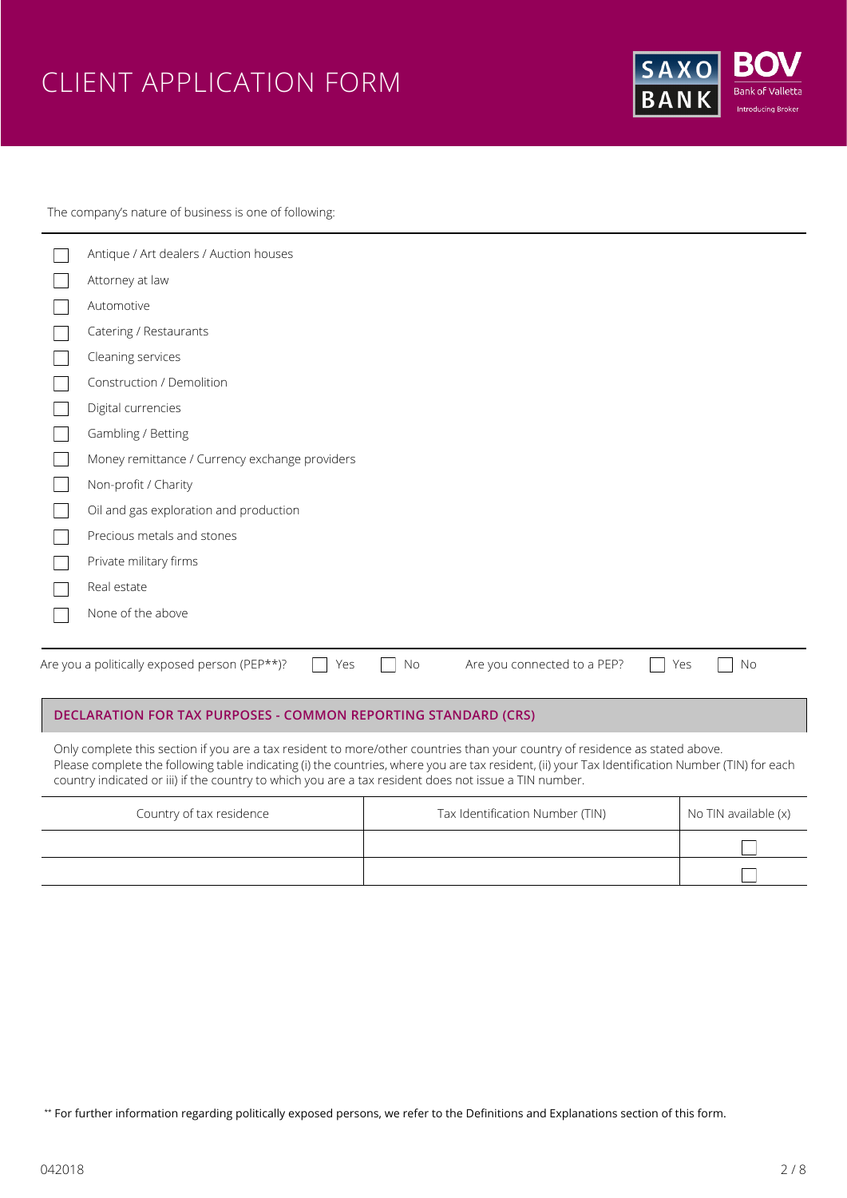# CLIENT APPLICATION FORM

The company's nature of business is one of following:

- ☐ Antique / Art dealers / Auction houses
- ☐ Attorney at law
- ☐ Automotive
- ☐ Catering / Restaurants
- ☐ Cleaning services
- ☐ Construction / Demolition
- ☐ Digital currencies
- ☐ Gambling / Betting
- ☐ Money remittance / Currency exchange providers
- ☐ Non-profit / Charity
- ☐ Oil and gas exploration and production
- ☐ Precious metals and stones
- ☐ Private military firms
- ☐ Real estate
- ☐ None of the above

Are you a politically exposed person (PEP**)? ☐ Yes ☐ No    Are you connected to a PEP? ☐ Yes ☐ No

## DECLARATION FOR TAX PURPOSES - COMMON REPORTING STANDARD (CRS)

Only complete this section if you are a tax resident to more/other countries than your country of residence as stated above.
Please complete the following table indicating (i) the countries, where you are tax resident, (ii) your Tax Identification Number (TIN) for each country indicated or iii) if the country to which you are a tax resident does not issue a TIN number.

| Country of tax residence | Tax Identification Number (TIN) | No TIN available (x) |
|---|---|---|
| | | ☐ |
| | | ☐ |

** For further information regarding politically exposed persons, we refer to the Definitions and Explanations section of this form.

042018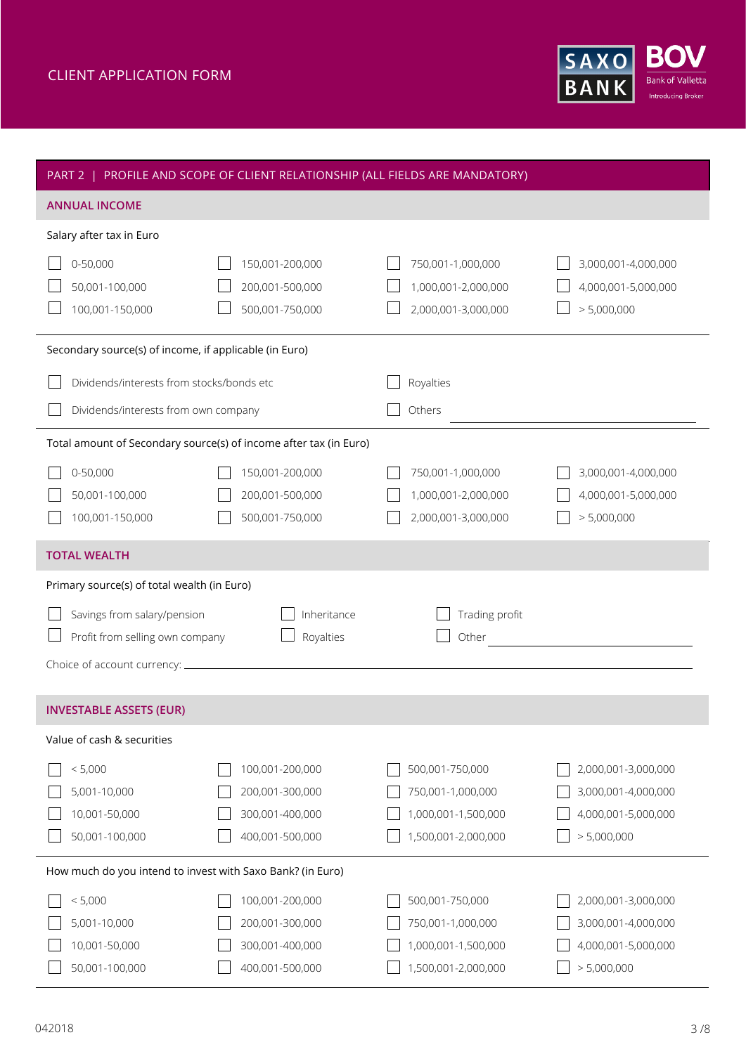CLIENT APPLICATION FORM

## PART 2 | PROFILE AND SCOPE OF CLIENT RELATIONSHIP (ALL FIELDS ARE MANDATORY)

### ANNUAL INCOME

Salary after tax in Euro

| | | | |
|---|---|---|---|
| ☐ 0-50,000 | ☐ 150,001-200,000 | ☐ 750,001-1,000,000 | ☐ 3,000,001-4,000,000 |
| ☐ 50,001-100,000 | ☐ 200,001-500,000 | ☐ 1,000,001-2,000,000 | ☐ 4,000,001-5,000,000 |
| ☐ 100,001-150,000 | ☐ 500,001-750,000 | ☐ 2,000,001-3,000,000 | ☐ > 5,000,000 |

Secondary source(s) of income, if applicable (in Euro)

- ☐ Dividends/interests from stocks/bonds etc
- ☐ Dividends/interests from own company
- ☐ Royalties
- ☐ Others ______________________________

Total amount of Secondary source(s) of income after tax (in Euro)

| | | | |
|---|---|---|---|
| ☐ 0-50,000 | ☐ 150,001-200,000 | ☐ 750,001-1,000,000 | ☐ 3,000,001-4,000,000 |
| ☐ 50,001-100,000 | ☐ 200,001-500,000 | ☐ 1,000,001-2,000,000 | ☐ 4,000,001-5,000,000 |
| ☐ 100,001-150,000 | ☐ 500,001-750,000 | ☐ 2,000,001-3,000,000 | ☐ > 5,000,000 |

### TOTAL WEALTH

Primary source(s) of total wealth (in Euro)

- ☐ Savings from salary/pension
- ☐ Profit from selling own company
- ☐ Inheritance
- ☐ Royalties
- ☐ Trading profit
- ☐ Other ______________________________

Choice of account currency: ______________________________

### INVESTABLE ASSETS (EUR)

Value of cash & securities

| | | | |
|---|---|---|---|
| ☐ < 5,000 | ☐ 100,001-200,000 | ☐ 500,001-750,000 | ☐ 2,000,001-3,000,000 |
| ☐ 5,001-10,000 | ☐ 200,001-300,000 | ☐ 750,001-1,000,000 | ☐ 3,000,001-4,000,000 |
| ☐ 10,001-50,000 | ☐ 300,001-400,000 | ☐ 1,000,001-1,500,000 | ☐ 4,000,001-5,000,000 |
| ☐ 50,001-100,000 | ☐ 400,001-500,000 | ☐ 1,500,001-2,000,000 | ☐ > 5,000,000 |

How much do you intend to invest with Saxo Bank? (in Euro)

| | | | |
|---|---|---|---|
| ☐ < 5,000 | ☐ 100,001-200,000 | ☐ 500,001-750,000 | ☐ 2,000,001-3,000,000 |
| ☐ 5,001-10,000 | ☐ 200,001-300,000 | ☐ 750,001-1,000,000 | ☐ 3,000,001-4,000,000 |
| ☐ 10,001-50,000 | ☐ 300,001-400,000 | ☐ 1,000,001-1,500,000 | ☐ 4,000,001-5,000,000 |
| ☐ 50,001-100,000 | ☐ 400,001-500,000 | ☐ 1,500,001-2,000,000 | ☐ > 5,000,000 |

042018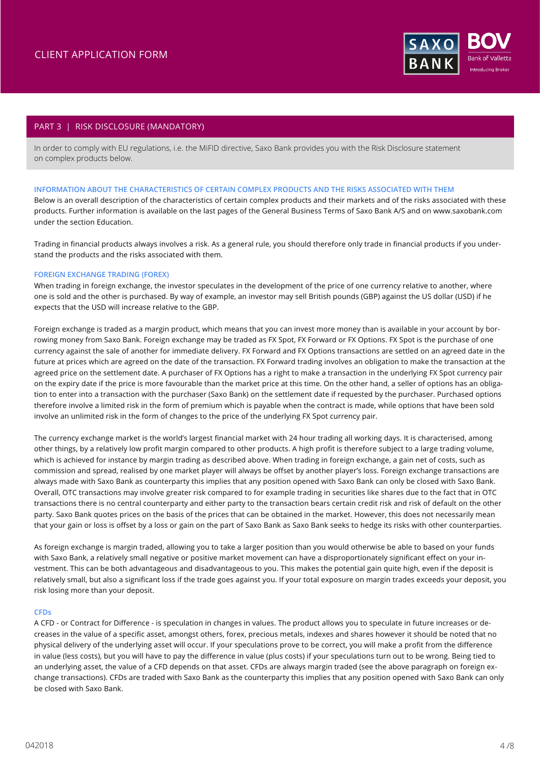CLIENT APPLICATION FORM

## PART 3 | RISK DISCLOSURE (MANDATORY)

In order to comply with EU regulations, i.e. the MiFID directive, Saxo Bank provides you with the Risk Disclosure statement on complex products below.

### INFORMATION ABOUT THE CHARACTERISTICS OF CERTAIN COMPLEX PRODUCTS AND THE RISKS ASSOCIATED WITH THEM

Below is an overall description of the characteristics of certain complex products and their markets and of the risks associated with these products. Further information is available on the last pages of the General Business Terms of Saxo Bank A/S and on www.saxobank.com under the section Education.

Trading in financial products always involves a risk. As a general rule, you should therefore only trade in financial products if you understand the products and the risks associated with them.

### FOREIGN EXCHANGE TRADING (FOREX)

When trading in foreign exchange, the investor speculates in the development of the price of one currency relative to another, where one is sold and the other is purchased. By way of example, an investor may sell British pounds (GBP) against the US dollar (USD) if he expects that the USD will increase relative to the GBP.

Foreign exchange is traded as a margin product, which means that you can invest more money than is available in your account by borrowing money from Saxo Bank. Foreign exchange may be traded as FX Spot, FX Forward or FX Options. FX Spot is the purchase of one currency against the sale of another for immediate delivery. FX Forward and FX Options transactions are settled on an agreed date in the future at prices which are agreed on the date of the transaction. FX Forward trading involves an obligation to make the transaction at the agreed price on the settlement date. A purchaser of FX Options has a right to make a transaction in the underlying FX Spot currency pair on the expiry date if the price is more favourable than the market price at this time. On the other hand, a seller of options has an obligation to enter into a transaction with the purchaser (Saxo Bank) on the settlement date if requested by the purchaser. Purchased options therefore involve a limited risk in the form of premium which is payable when the contract is made, while options that have been sold involve an unlimited risk in the form of changes to the price of the underlying FX Spot currency pair.

The currency exchange market is the world's largest financial market with 24 hour trading all working days. It is characterised, among other things, by a relatively low profit margin compared to other products. A high profit is therefore subject to a large trading volume, which is achieved for instance by margin trading as described above. When trading in foreign exchange, a gain net of costs, such as commission and spread, realised by one market player will always be offset by another player's loss. Foreign exchange transactions are always made with Saxo Bank as counterparty this implies that any position opened with Saxo Bank can only be closed with Saxo Bank. Overall, OTC transactions may involve greater risk compared to for example trading in securities like shares due to the fact that in OTC transactions there is no central counterparty and either party to the transaction bears certain credit risk and risk of default on the other party. Saxo Bank quotes prices on the basis of the prices that can be obtained in the market. However, this does not necessarily mean that your gain or loss is offset by a loss or gain on the part of Saxo Bank as Saxo Bank seeks to hedge its risks with other counterparties.

As foreign exchange is margin traded, allowing you to take a larger position than you would otherwise be able to based on your funds with Saxo Bank, a relatively small negative or positive market movement can have a disproportionately significant effect on your investment. This can be both advantageous and disadvantageous to you. This makes the potential gain quite high, even if the deposit is relatively small, but also a significant loss if the trade goes against you. If your total exposure on margin trades exceeds your deposit, you risk losing more than your deposit.

### CFDs

A CFD - or Contract for Difference - is speculation in changes in values. The product allows you to speculate in future increases or decreases in the value of a specific asset, amongst others, forex, precious metals, indexes and shares however it should be noted that no physical delivery of the underlying asset will occur. If your speculations prove to be correct, you will make a profit from the difference in value (less costs), but you will have to pay the difference in value (plus costs) if your speculations turn out to be wrong. Being tied to an underlying asset, the value of a CFD depends on that asset. CFDs are always margin traded (see the above paragraph on foreign exchange transactions). CFDs are traded with Saxo Bank as the counterparty this implies that any position opened with Saxo Bank can only be closed with Saxo Bank.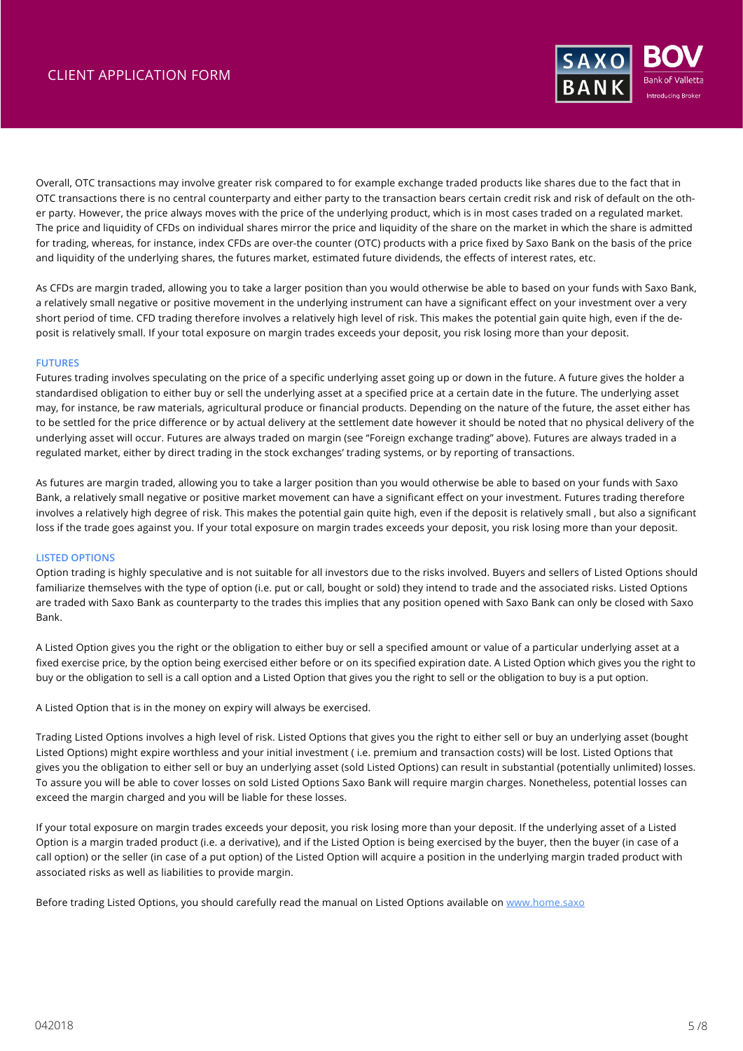Overall, OTC transactions may involve greater risk compared to for example exchange traded products like shares due to the fact that in OTC transactions there is no central counterparty and either party to the transaction bears certain credit risk and risk of default on the other party. However, the price always moves with the price of the underlying product, which is in most cases traded on a regulated market. The price and liquidity of CFDs on individual shares mirror the price and liquidity of the share on the market in which the share is admitted for trading, whereas, for instance, index CFDs are over-the counter (OTC) products with a price fixed by Saxo Bank on the basis of the price and liquidity of the underlying shares, the futures market, estimated future dividends, the effects of interest rates, etc.

As CFDs are margin traded, allowing you to take a larger position than you would otherwise be able to based on your funds with Saxo Bank, a relatively small negative or positive movement in the underlying instrument can have a significant effect on your investment over a very short period of time. CFD trading therefore involves a relatively high level of risk. This makes the potential gain quite high, even if the deposit is relatively small. If your total exposure on margin trades exceeds your deposit, you risk losing more than your deposit.

### FUTURES

Futures trading involves speculating on the price of a specific underlying asset going up or down in the future. A future gives the holder a standardised obligation to either buy or sell the underlying asset at a specified price at a certain date in the future. The underlying asset may, for instance, be raw materials, agricultural produce or financial products. Depending on the nature of the future, the asset either has to be settled for the price difference or by actual delivery at the settlement date however it should be noted that no physical delivery of the underlying asset will occur. Futures are always traded on margin (see "Foreign exchange trading" above). Futures are always traded in a regulated market, either by direct trading in the stock exchanges' trading systems, or by reporting of transactions.

As futures are margin traded, allowing you to take a larger position than you would otherwise be able to based on your funds with Saxo Bank, a relatively small negative or positive market movement can have a significant effect on your investment. Futures trading therefore involves a relatively high degree of risk. This makes the potential gain quite high, even if the deposit is relatively small , but also a significant loss if the trade goes against you. If your total exposure on margin trades exceeds your deposit, you risk losing more than your deposit.

### LISTED OPTIONS

Option trading is highly speculative and is not suitable for all investors due to the risks involved. Buyers and sellers of Listed Options should familiarize themselves with the type of option (i.e. put or call, bought or sold) they intend to trade and the associated risks. Listed Options are traded with Saxo Bank as counterparty to the trades this implies that any position opened with Saxo Bank can only be closed with Saxo Bank.

A Listed Option gives you the right or the obligation to either buy or sell a specified amount or value of a particular underlying asset at a fixed exercise price, by the option being exercised either before or on its specified expiration date. A Listed Option which gives you the right to buy or the obligation to sell is a call option and a Listed Option that gives you the right to sell or the obligation to buy is a put option.

A Listed Option that is in the money on expiry will always be exercised.

Trading Listed Options involves a high level of risk. Listed Options that gives you the right to either sell or buy an underlying asset (bought Listed Options) might expire worthless and your initial investment ( i.e. premium and transaction costs) will be lost. Listed Options that gives you the obligation to either sell or buy an underlying asset (sold Listed Options) can result in substantial (potentially unlimited) losses. To assure you will be able to cover losses on sold Listed Options Saxo Bank will require margin charges. Nonetheless, potential losses can exceed the margin charged and you will be liable for these losses.

If your total exposure on margin trades exceeds your deposit, you risk losing more than your deposit. If the underlying asset of a Listed Option is a margin traded product (i.e. a derivative), and if the Listed Option is being exercised by the buyer, then the buyer (in case of a call option) or the seller (in case of a put option) of the Listed Option will acquire a position in the underlying margin traded product with associated risks as well as liabilities to provide margin.

Before trading Listed Options, you should carefully read the manual on Listed Options available on [www.home.saxo](www.home.saxo)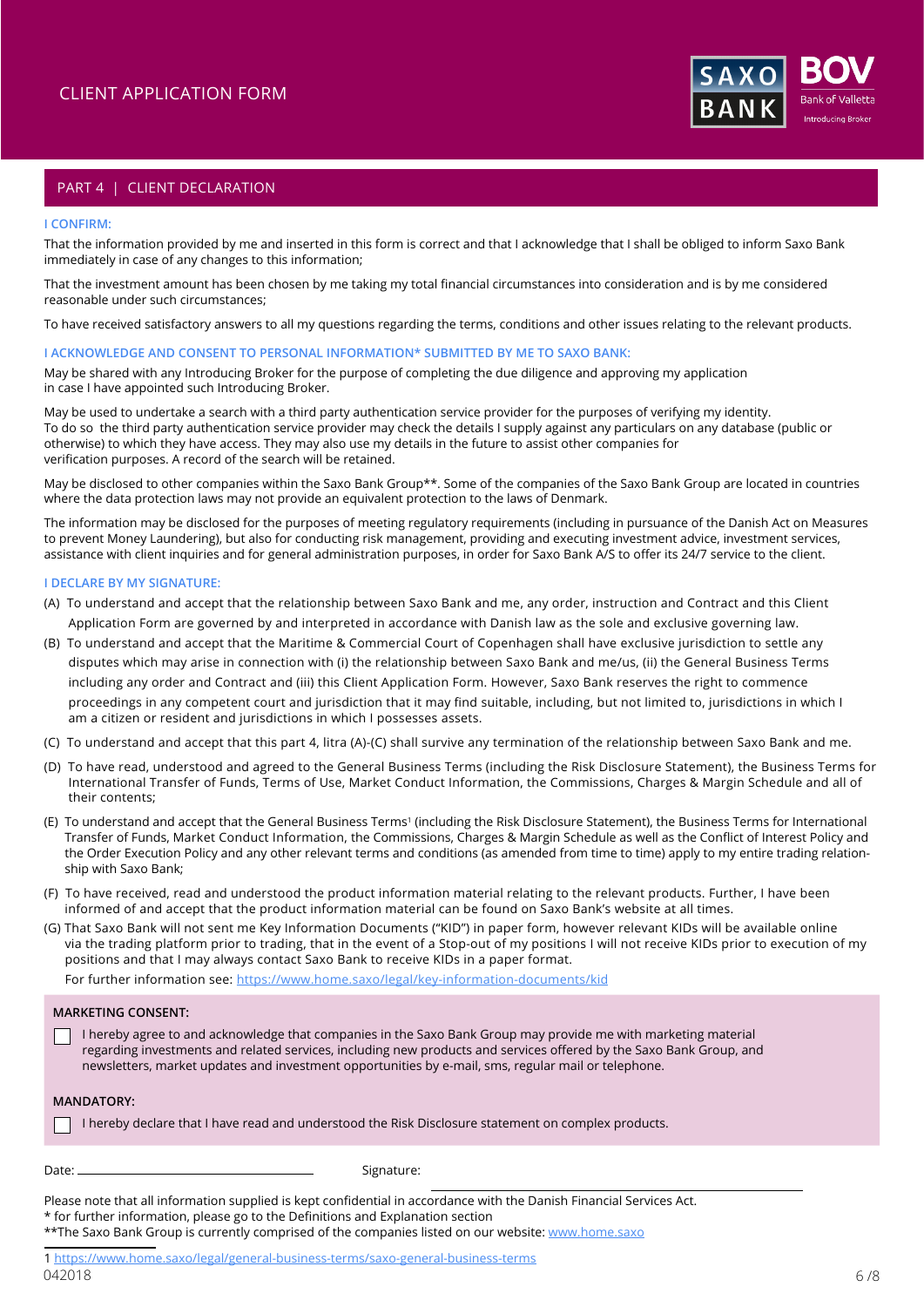# CLIENT APPLICATION FORM

## PART 4 | CLIENT DECLARATION

**I CONFIRM:**

That the information provided by me and inserted in this form is correct and that I acknowledge that I shall be obliged to inform Saxo Bank immediately in case of any changes to this information;

That the investment amount has been chosen by me taking my total financial circumstances into consideration and is by me considered reasonable under such circumstances;

To have received satisfactory answers to all my questions regarding the terms, conditions and other issues relating to the relevant products.

**I ACKNOWLEDGE AND CONSENT TO PERSONAL INFORMATION* SUBMITTED BY ME TO SAXO BANK:**

May be shared with any Introducing Broker for the purpose of completing the due diligence and approving my application in case I have appointed such Introducing Broker.

May be used to undertake a search with a third party authentication service provider for the purposes of verifying my identity. To do so the third party authentication service provider may check the details I supply against any particulars on any database (public or otherwise) to which they have access. They may also use my details in the future to assist other companies for verification purposes. A record of the search will be retained.

May be disclosed to other companies within the Saxo Bank Group**. Some of the companies of the Saxo Bank Group are located in countries where the data protection laws may not provide an equivalent protection to the laws of Denmark.

The information may be disclosed for the purposes of meeting regulatory requirements (including in pursuance of the Danish Act on Measures to prevent Money Laundering), but also for conducting risk management, providing and executing investment advice, investment services, assistance with client inquiries and for general administration purposes, in order for Saxo Bank A/S to offer its 24/7 service to the client.

**I DECLARE BY MY SIGNATURE:**

(A) To understand and accept that the relationship between Saxo Bank and me, any order, instruction and Contract and this Client Application Form are governed by and interpreted in accordance with Danish law as the sole and exclusive governing law.

(B) To understand and accept that the Maritime & Commercial Court of Copenhagen shall have exclusive jurisdiction to settle any disputes which may arise in connection with (i) the relationship between Saxo Bank and me/us, (ii) the General Business Terms including any order and Contract and (iii) this Client Application Form. However, Saxo Bank reserves the right to commence proceedings in any competent court and jurisdiction that it may find suitable, including, but not limited to, jurisdictions in which I am a citizen or resident and jurisdictions in which I possesses assets.

(C) To understand and accept that this part 4, litra (A)-(C) shall survive any termination of the relationship between Saxo Bank and me.

(D) To have read, understood and agreed to the General Business Terms (including the Risk Disclosure Statement), the Business Terms for International Transfer of Funds, Terms of Use, Market Conduct Information, the Commissions, Charges & Margin Schedule and all of their contents;

(E) To understand and accept that the General Business Terms[1] (including the Risk Disclosure Statement), the Business Terms for International Transfer of Funds, Market Conduct Information, the Commissions, Charges & Margin Schedule as well as the Conflict of Interest Policy and the Order Execution Policy and any other relevant terms and conditions (as amended from time to time) apply to my entire trading relationship with Saxo Bank;

(F) To have received, read and understood the product information material relating to the relevant products. Further, I have been informed of and accept that the product information material can be found on Saxo Bank's website at all times.

(G) That Saxo Bank will not sent me Key Information Documents ("KID") in paper form, however relevant KIDs will be available online via the trading platform prior to trading, that in the event of a Stop-out of my positions I will not receive KIDs prior to execution of my positions and that I may always contact Saxo Bank to receive KIDs in a paper format.
For further information see: https://www.home.saxo/legal/key-information-documents/kid

**MARKETING CONSENT:**

☐ I hereby agree to and acknowledge that companies in the Saxo Bank Group may provide me with marketing material regarding investments and related services, including new products and services offered by the Saxo Bank Group, and newsletters, market updates and investment opportunities by e-mail, sms, regular mail or telephone.

**MANDATORY:**

☐ I hereby declare that I have read and understood the Risk Disclosure statement on complex products.

Date: ______________________ Signature: ______________________

Please note that all information supplied is kept confidential in accordance with the Danish Financial Services Act.
* for further information, please go to the Definitions and Explanation section
**The Saxo Bank Group is currently comprised of the companies listed on our website: www.home.saxo

1 https://www.home.saxo/legal/general-business-terms/saxo-general-business-terms

042018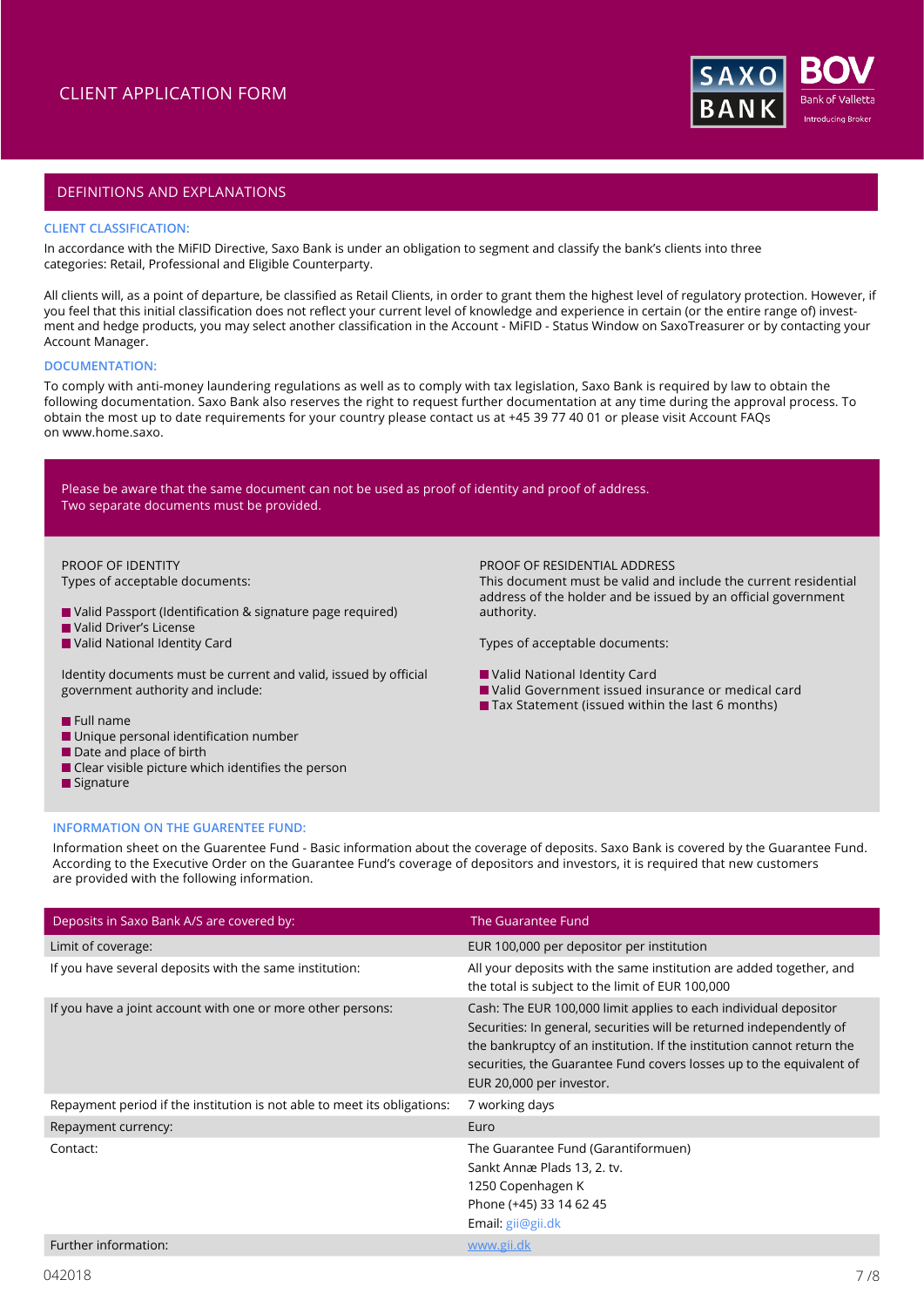# CLIENT APPLICATION FORM

## DEFINITIONS AND EXPLANATIONS

### CLIENT CLASSIFICATION:

In accordance with the MiFID Directive, Saxo Bank is under an obligation to segment and classify the bank's clients into three categories: Retail, Professional and Eligible Counterparty.

All clients will, as a point of departure, be classified as Retail Clients, in order to grant them the highest level of regulatory protection. However, if you feel that this initial classification does not reflect your current level of knowledge and experience in certain (or the entire range of) investment and hedge products, you may select another classification in the Account - MiFID - Status Window on SaxoTreasurer or by contacting your Account Manager.

### DOCUMENTATION:

To comply with anti-money laundering regulations as well as to comply with tax legislation, Saxo Bank is required by law to obtain the following documentation. Saxo Bank also reserves the right to request further documentation at any time during the approval process. To obtain the most up to date requirements for your country please contact us at +45 39 77 40 01 or please visit Account FAQs on www.home.saxo.

Please be aware that the same document can not be used as proof of identity and proof of address. Two separate documents must be provided.

PROOF OF IDENTITY
Types of acceptable documents:

- Valid Passport (Identification & signature page required)
- Valid Driver's License
- Valid National Identity Card

Identity documents must be current and valid, issued by official government authority and include:

- Full name
- Unique personal identification number
- Date and place of birth
- Clear visible picture which identifies the person
- Signature

PROOF OF RESIDENTIAL ADDRESS
This document must be valid and include the current residential address of the holder and be issued by an official government authority.

Types of acceptable documents:

- Valid National Identity Card
- Valid Government issued insurance or medical card
- Tax Statement (issued within the last 6 months)

### INFORMATION ON THE GUARENTEE FUND:

Information sheet on the Guarentee Fund - Basic information about the coverage of deposits. Saxo Bank is covered by the Guarantee Fund. According to the Executive Order on the Guarantee Fund's coverage of depositors and investors, it is required that new customers are provided with the following information.

| Deposits in Saxo Bank A/S are covered by: | The Guarantee Fund |
|---|---|
| Limit of coverage: | EUR 100,000 per depositor per institution |
| If you have several deposits with the same institution: | All your deposits with the same institution are added together, and the total is subject to the limit of EUR 100,000 |
| If you have a joint account with one or more other persons: | Cash: The EUR 100,000 limit applies to each individual depositor<br>Securities: In general, securities will be returned independently of the bankruptcy of an institution. If the institution cannot return the securities, the Guarantee Fund covers losses up to the equivalent of EUR 20,000 per investor. |
| Repayment period if the institution is not able to meet its obligations: | 7 working days |
| Repayment currency: | Euro |
| Contact: | The Guarantee Fund (Garantiformuen)<br>Sankt Annæ Plads 13, 2. tv.<br>1250 Copenhagen K<br>Phone (+45) 33 14 62 45<br>Email: gii@gii.dk |
| Further information: | www.gii.dk |

042018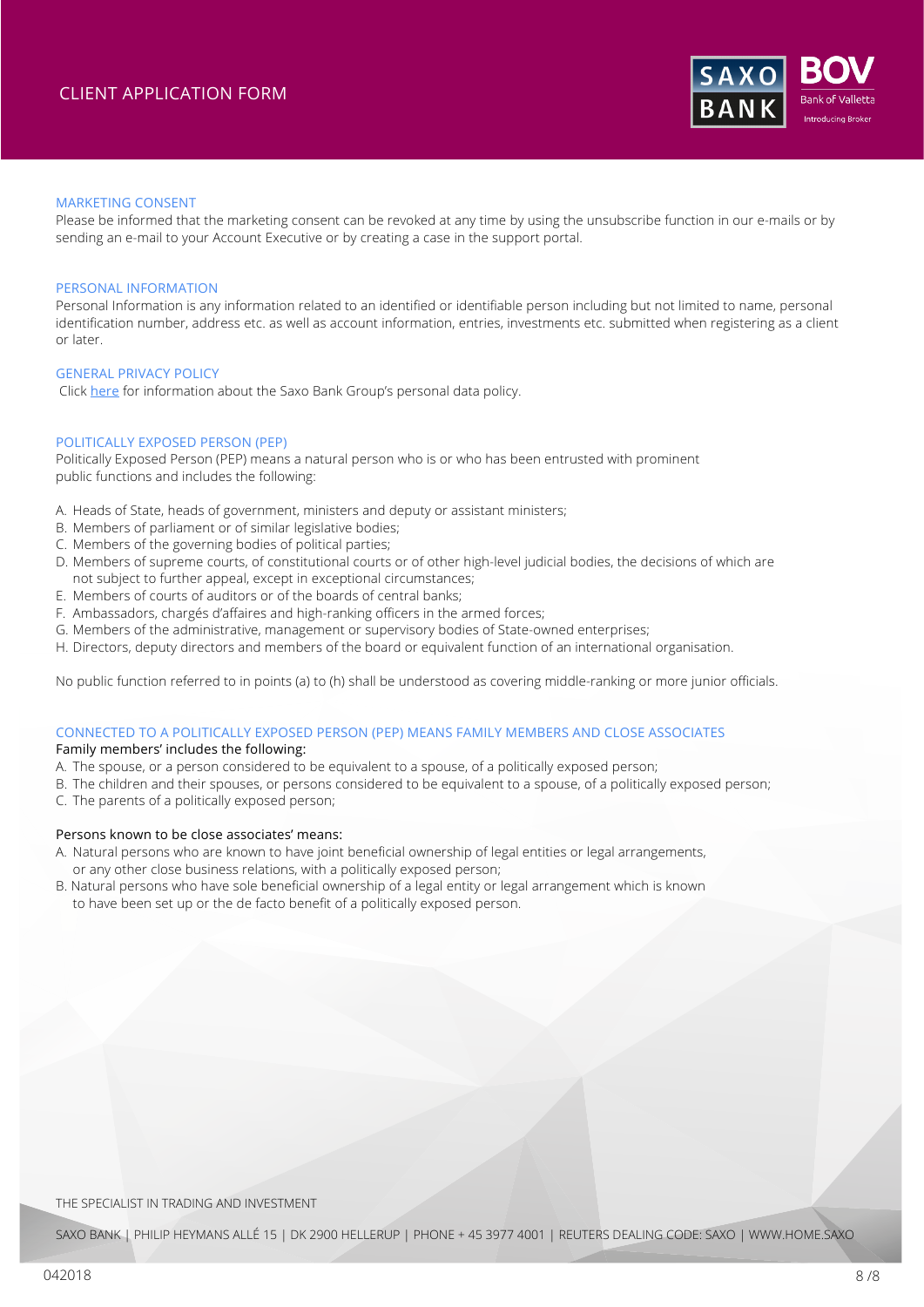## MARKETING CONSENT

Please be informed that the marketing consent can be revoked at any time by using the unsubscribe function in our e-mails or by sending an e-mail to your Account Executive or by creating a case in the support portal.

## PERSONAL INFORMATION

Personal Information is any information related to an identified or identifiable person including but not limited to name, personal identification number, address etc. as well as account information, entries, investments etc. submitted when registering as a client or later.

## GENERAL PRIVACY POLICY

Click here for information about the Saxo Bank Group's personal data policy.

## POLITICALLY EXPOSED PERSON (PEP)

Politically Exposed Person (PEP) means a natural person who is or who has been entrusted with prominent public functions and includes the following:

A. Heads of State, heads of government, ministers and deputy or assistant ministers;
B. Members of parliament or of similar legislative bodies;
C. Members of the governing bodies of political parties;
D. Members of supreme courts, of constitutional courts or of other high-level judicial bodies, the decisions of which are not subject to further appeal, except in exceptional circumstances;
E. Members of courts of auditors or of the boards of central banks;
F. Ambassadors, chargés d'affaires and high-ranking officers in the armed forces;
G. Members of the administrative, management or supervisory bodies of State-owned enterprises;
H. Directors, deputy directors and members of the board or equivalent function of an international organisation.

No public function referred to in points (a) to (h) shall be understood as covering middle-ranking or more junior officials.

## CONNECTED TO A POLITICALLY EXPOSED PERSON (PEP) MEANS FAMILY MEMBERS AND CLOSE ASSOCIATES

Family members' includes the following:

A. The spouse, or a person considered to be equivalent to a spouse, of a politically exposed person;
B. The children and their spouses, or persons considered to be equivalent to a spouse, of a politically exposed person;
C. The parents of a politically exposed person;

Persons known to be close associates' means:

A. Natural persons who are known to have joint beneficial ownership of legal entities or legal arrangements, or any other close business relations, with a politically exposed person;
B. Natural persons who have sole beneficial ownership of a legal entity or legal arrangement which is known to have been set up or the de facto benefit of a politically exposed person.